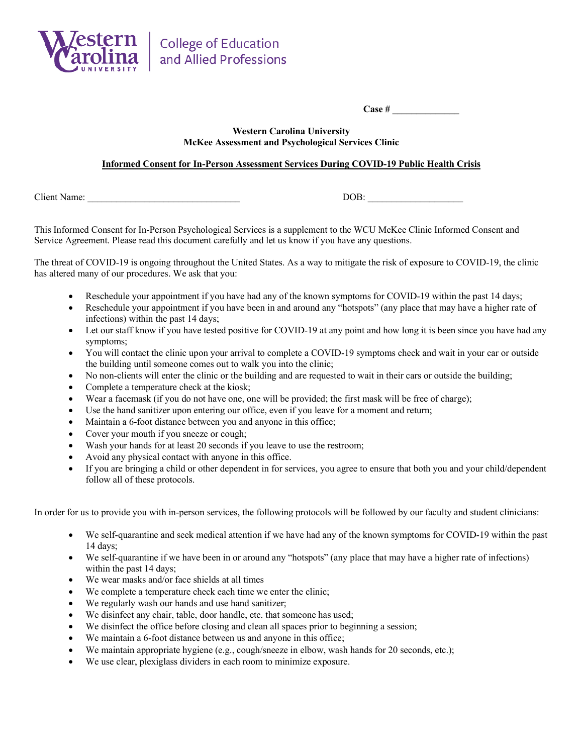Western Carolina University | College of Education and Allied Professions

**Case # _____________**

**Western Carolina University**
**McKee Assessment and Psychological Services Clinic**

**Informed Consent for In-Person Assessment Services During COVID-19 Public Health Crisis**

Client Name: ______________________________ DOB: ___________________

This Informed Consent for In-Person Psychological Services is a supplement to the WCU McKee Clinic Informed Consent and Service Agreement. Please read this document carefully and let us know if you have any questions.

The threat of COVID-19 is ongoing throughout the United States. As a way to mitigate the risk of exposure to COVID-19, the clinic has altered many of our procedures. We ask that you:

- Reschedule your appointment if you have had any of the known symptoms for COVID-19 within the past 14 days;
- Reschedule your appointment if you have been in and around any "hotspots" (any place that may have a higher rate of infections) within the past 14 days;
- Let our staff know if you have tested positive for COVID-19 at any point and how long it is been since you have had any symptoms;
- You will contact the clinic upon your arrival to complete a COVID-19 symptoms check and wait in your car or outside the building until someone comes out to walk you into the clinic;
- No non-clients will enter the clinic or the building and are requested to wait in their cars or outside the building;
- Complete a temperature check at the kiosk;
- Wear a facemask (if you do not have one, one will be provided; the first mask will be free of charge);
- Use the hand sanitizer upon entering our office, even if you leave for a moment and return;
- Maintain a 6-foot distance between you and anyone in this office;
- Cover your mouth if you sneeze or cough;
- Wash your hands for at least 20 seconds if you leave to use the restroom;
- Avoid any physical contact with anyone in this office.
- If you are bringing a child or other dependent in for services, you agree to ensure that both you and your child/dependent follow all of these protocols.

In order for us to provide you with in-person services, the following protocols will be followed by our faculty and student clinicians:

- We self-quarantine and seek medical attention if we have had any of the known symptoms for COVID-19 within the past 14 days;
- We self-quarantine if we have been in or around any "hotspots" (any place that may have a higher rate of infections) within the past 14 days;
- We wear masks and/or face shields at all times
- We complete a temperature check each time we enter the clinic;
- We regularly wash our hands and use hand sanitizer;
- We disinfect any chair, table, door handle, etc. that someone has used;
- We disinfect the office before closing and clean all spaces prior to beginning a session;
- We maintain a 6-foot distance between us and anyone in this office;
- We maintain appropriate hygiene (e.g., cough/sneeze in elbow, wash hands for 20 seconds, etc.);
- We use clear, plexiglass dividers in each room to minimize exposure.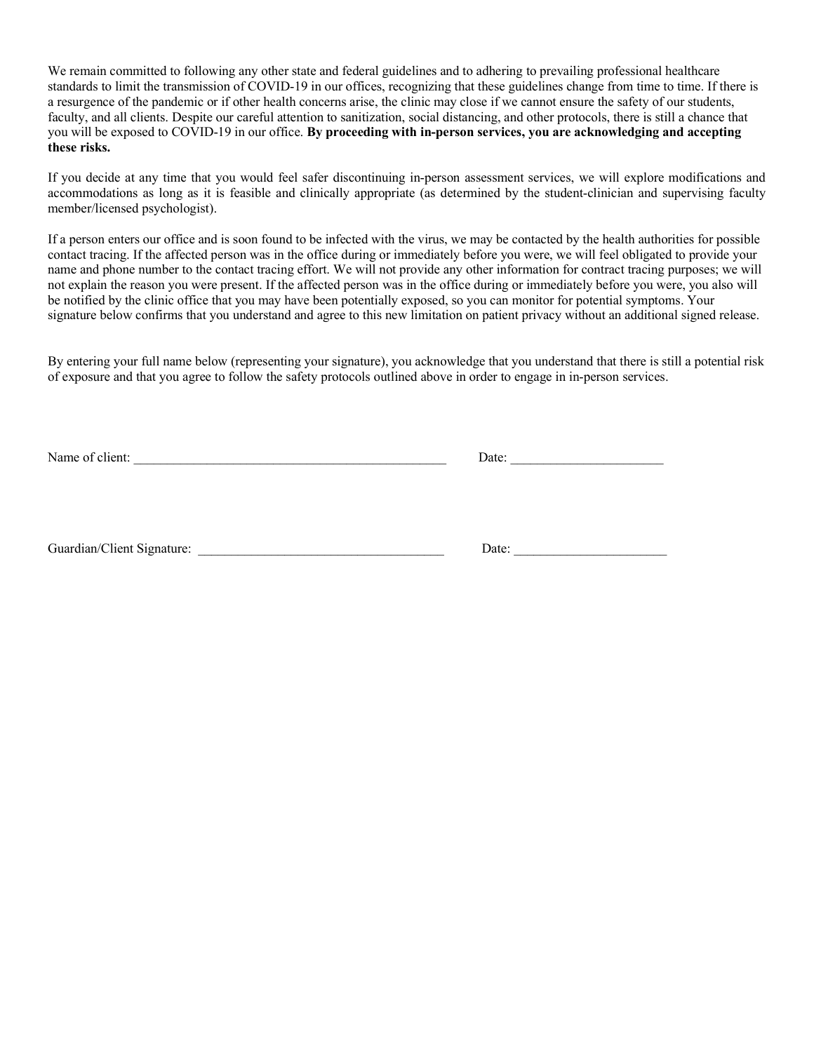We remain committed to following any other state and federal guidelines and to adhering to prevailing professional healthcare standards to limit the transmission of COVID-19 in our offices, recognizing that these guidelines change from time to time. If there is a resurgence of the pandemic or if other health concerns arise, the clinic may close if we cannot ensure the safety of our students, faculty, and all clients. Despite our careful attention to sanitization, social distancing, and other protocols, there is still a chance that you will be exposed to COVID-19 in our office. **By proceeding with in-person services, you are acknowledging and accepting these risks.**

If you decide at any time that you would feel safer discontinuing in-person assessment services, we will explore modifications and accommodations as long as it is feasible and clinically appropriate (as determined by the student-clinician and supervising faculty member/licensed psychologist).

If a person enters our office and is soon found to be infected with the virus, we may be contacted by the health authorities for possible contact tracing. If the affected person was in the office during or immediately before you were, we will feel obligated to provide your name and phone number to the contact tracing effort. We will not provide any other information for contract tracing purposes; we will not explain the reason you were present. If the affected person was in the office during or immediately before you were, you also will be notified by the clinic office that you may have been potentially exposed, so you can monitor for potential symptoms. Your signature below confirms that you understand and agree to this new limitation on patient privacy without an additional signed release.

By entering your full name below (representing your signature), you acknowledge that you understand that there is still a potential risk of exposure and that you agree to follow the safety protocols outlined above in order to engage in in-person services.

Name of client: _______________________________________________ Date: _______________________

Guardian/Client Signature: _____________________________________ Date: _______________________